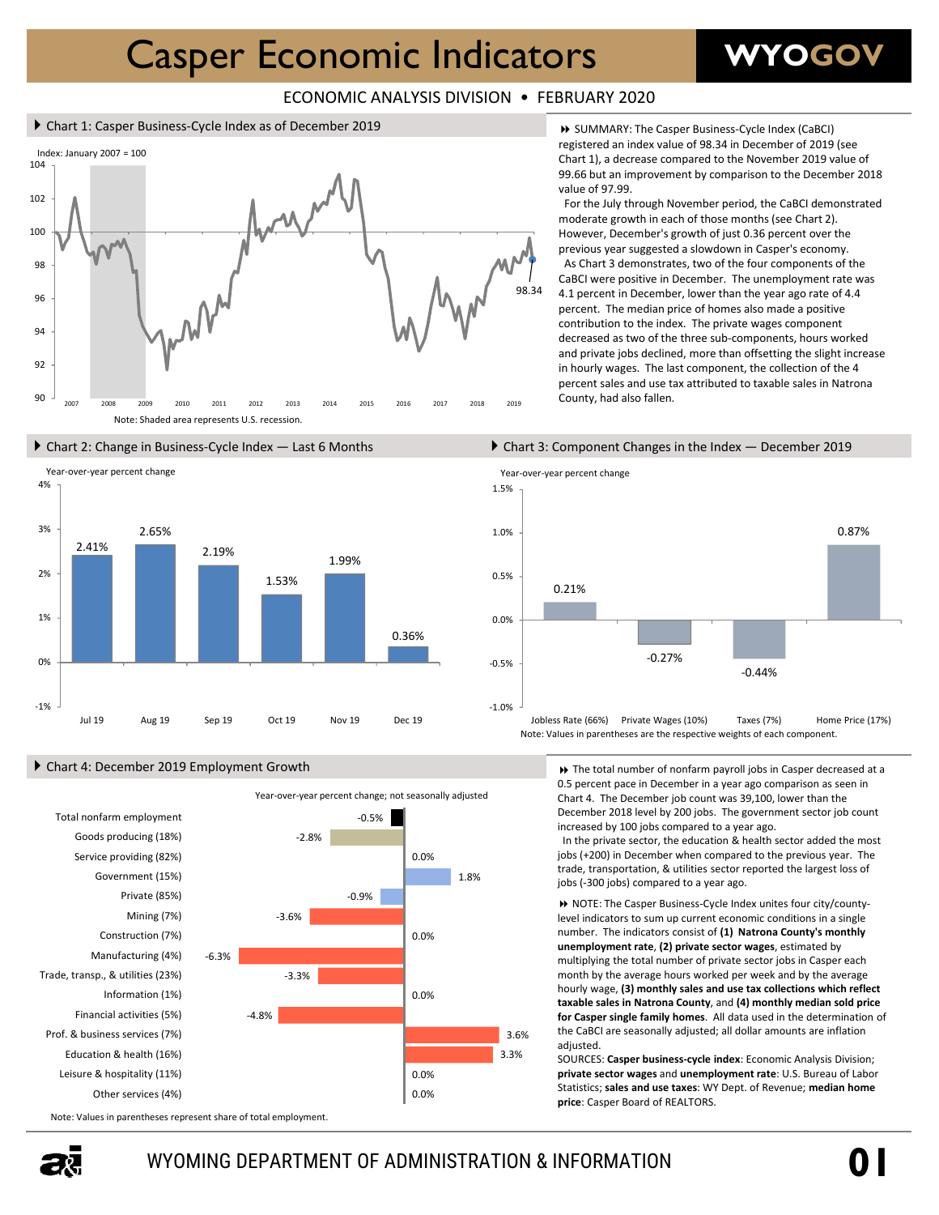# Casper Economic Indicators

WYOGOV

ECONOMIC ANALYSIS DIVISION • FEBRUARY 2020

## Chart 1: Casper Business-Cycle Index as of December 2019

Index: January 2007 = 100

Note: Shaded area represents U.S. recession.

SUMMARY: The Casper Business-Cycle Index (CaBCI) registered an index value of 98.34 in December of 2019 (see Chart 1), a decrease compared to the November 2019 value of 99.66 but an improvement by comparison to the December 2018 value of 97.99.

For the July through November period, the CaBCI demonstrated moderate growth in each of those months (see Chart 2). However, December's growth of just 0.36 percent over the previous year suggested a slowdown in Casper's economy.

As Chart 3 demonstrates, two of the four components of the CaBCI were positive in December. The unemployment rate was 4.1 percent in December, lower than the year ago rate of 4.4 percent. The median price of homes also made a positive contribution to the index. The private wages component decreased as two of the three sub-components, hours worked and private jobs declined, more than offsetting the slight increase in hourly wages. The last component, the collection of the 4 percent sales and use tax attributed to taxable sales in Natrona County, had also fallen.

## Chart 2: Change in Business-Cycle Index — Last 6 Months

Year-over-year percent change

| Month | Change |
|---|---|
| Jul 19 | 2.41% |
| Aug 19 | 2.65% |
| Sep 19 | 2.19% |
| Oct 19 | 1.53% |
| Nov 19 | 1.99% |
| Dec 19 | 0.36% |

## Chart 3: Component Changes in the Index — December 2019

Year-over-year percent change

| Component | Change |
|---|---|
| Jobless Rate (66%) | 0.21% |
| Private Wages (10%) | -0.27% |
| Taxes (7%) | -0.44% |
| Home Price (17%) | 0.87% |

Note: Values in parentheses are the respective weights of each component.

## Chart 4: December 2019 Employment Growth

Year-over-year percent change; not seasonally adjusted

| Sector | Change |
|---|---|
| Total nonfarm employment | -0.5% |
| Goods producing (18%) | -2.8% |
| Service providing (82%) | 0.0% |
| Government (15%) | 1.8% |
| Private (85%) | -0.9% |
| Mining (7%) | -3.6% |
| Construction (7%) | 0.0% |
| Manufacturing (4%) | -6.3% |
| Trade, transp., & utilities (23%) | -3.3% |
| Information (1%) | 0.0% |
| Financial activities (5%) | -4.8% |
| Prof. & business services (7%) | 3.6% |
| Education & health (16%) | 3.3% |
| Leisure & hospitality (11%) | 0.0% |
| Other services (4%) | 0.0% |

Note: Values in parentheses represent share of total employment.

The total number of nonfarm payroll jobs in Casper decreased at a 0.5 percent pace in December in a year ago comparison as seen in Chart 4. The December job count was 39,100, lower than the December 2018 level by 200 jobs. The government sector job count increased by 100 jobs compared to a year ago.

In the private sector, the education & health sector added the most jobs (+200) in December when compared to the previous year. The trade, transportation, & utilities sector reported the largest loss of jobs (-300 jobs) compared to a year ago.

NOTE: The Casper Business-Cycle Index unites four city/county-level indicators to sum up current economic conditions in a single number. The indicators consist of **(1) Natrona County's monthly unemployment rate**, **(2) private sector wages**, estimated by multiplying the total number of private sector jobs in Casper each month by the average hours worked per week and by the average hourly wage, **(3) monthly sales and use tax collections which reflect taxable sales in Natrona County**, and **(4) monthly median sold price for Casper single family homes**. All data used in the determination of the CaBCI are seasonally adjusted; all dollar amounts are inflation adjusted.

SOURCES: **Casper business-cycle index**: Economic Analysis Division; **private sector wages** and **unemployment rate**: U.S. Bureau of Labor Statistics; **sales and use taxes**: WY Dept. of Revenue; **median home price**: Casper Board of REALTORS.

WYOMING DEPARTMENT OF ADMINISTRATION & INFORMATION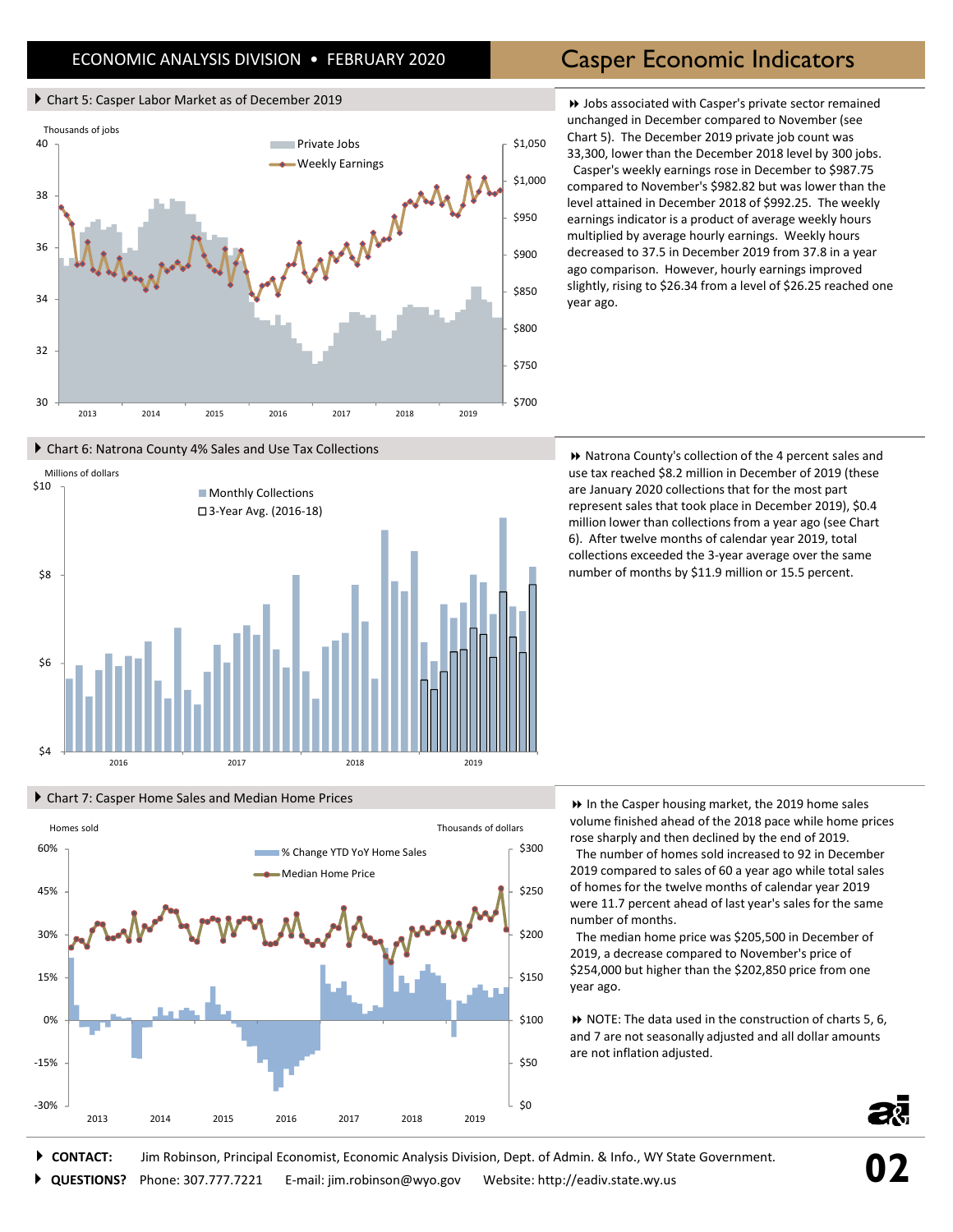## Chart 5: Casper Labor Market as of December 2019

Jobs associated with Casper's private sector remained unchanged in December compared to November (see Chart 5). The December 2019 private job count was 33,300, lower than the December 2018 level by 300 jobs.

Casper's weekly earnings rose in December to $987.75 compared to November's $982.82 but was lower than the level attained in December 2018 of $992.25. The weekly earnings indicator is a product of average weekly hours multiplied by average hourly earnings. Weekly hours decreased to 37.5 in December 2019 from 37.8 in a year ago comparison. However, hourly earnings improved slightly, rising to $26.34 from a level of $26.25 reached one year ago.

## Chart 6: Natrona County 4% Sales and Use Tax Collections

Natrona County's collection of the 4 percent sales and use tax reached $8.2 million in December of 2019 (these are January 2020 collections that for the most part represent sales that took place in December 2019), $0.4 million lower than collections from a year ago (see Chart 6). After twelve months of calendar year 2019, total collections exceeded the 3-year average over the same number of months by $11.9 million or 15.5 percent.

## Chart 7: Casper Home Sales and Median Home Prices

In the Casper housing market, the 2019 home sales volume finished ahead of the 2018 pace while home prices rose sharply and then declined by the end of 2019.

The number of homes sold increased to 92 in December 2019 compared to sales of 60 a year ago while total sales of homes for the twelve months of calendar year 2019 were 11.7 percent ahead of last year's sales for the same number of months.

The median home price was $205,500 in December of 2019, a decrease compared to November's price of $254,000 but higher than the $202,850 price from one year ago.

NOTE: The data used in the construction of charts 5, 6, and 7 are not seasonally adjusted and all dollar amounts are not inflation adjusted.

**CONTACT:** Jim Robinson, Principal Economist, Economic Analysis Division, Dept. of Admin. & Info., WY State Government.

**QUESTIONS?** Phone: 307.777.7221 E-mail: jim.robinson@wyo.gov Website: http://eadiv.state.wy.us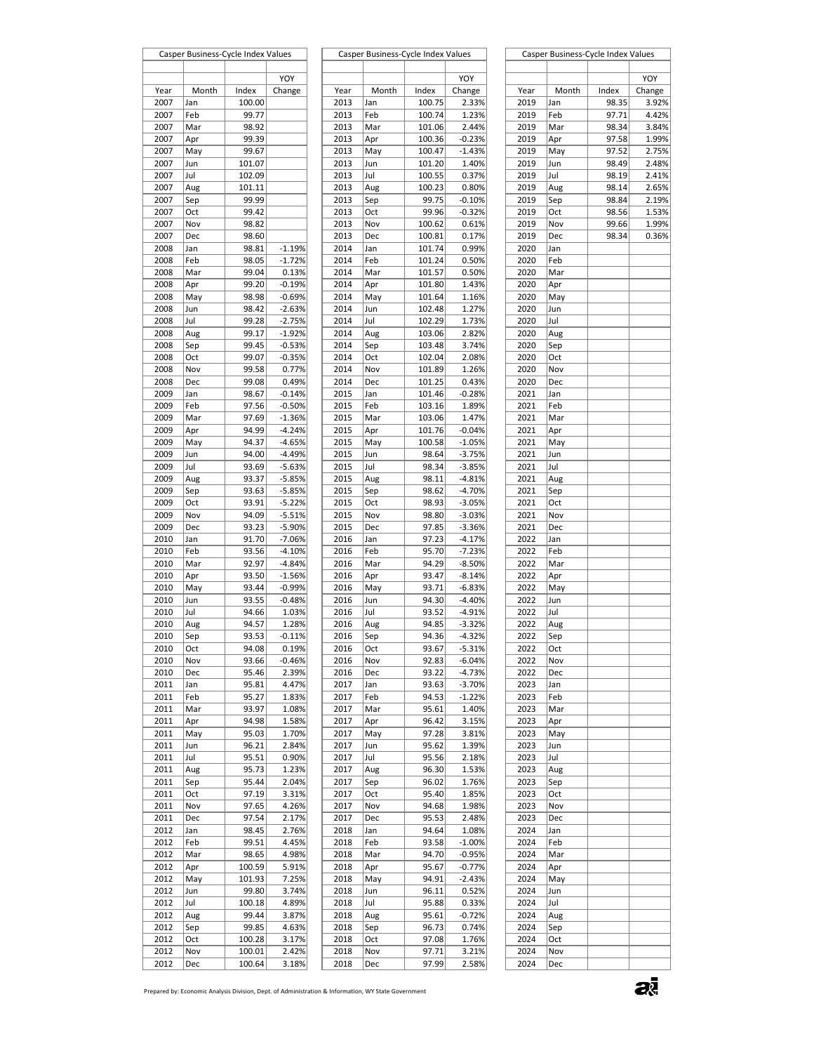| Casper Business-Cycle Index Values | | | |
|---|---|---|---|
| | | | YOY |
| Year | Month | Index | Change |
| 2007 | Jan | 100.00 | |
| 2007 | Feb | 99.77 | |
| 2007 | Mar | 98.92 | |
| 2007 | Apr | 99.39 | |
| 2007 | May | 99.67 | |
| 2007 | Jun | 101.07 | |
| 2007 | Jul | 102.09 | |
| 2007 | Aug | 101.11 | |
| 2007 | Sep | 99.99 | |
| 2007 | Oct | 99.42 | |
| 2007 | Nov | 98.82 | |
| 2007 | Dec | 98.60 | |
| 2008 | Jan | 98.81 | -1.19% |
| 2008 | Feb | 98.05 | -1.72% |
| 2008 | Mar | 99.04 | 0.13% |
| 2008 | Apr | 99.20 | -0.19% |
| 2008 | May | 98.98 | -0.69% |
| 2008 | Jun | 98.42 | -2.63% |
| 2008 | Jul | 99.28 | -2.75% |
| 2008 | Aug | 99.17 | -1.92% |
| 2008 | Sep | 99.45 | -0.53% |
| 2008 | Oct | 99.07 | -0.35% |
| 2008 | Nov | 99.58 | 0.77% |
| 2008 | Dec | 99.08 | 0.49% |
| 2009 | Jan | 98.67 | -0.14% |
| 2009 | Feb | 97.56 | -0.50% |
| 2009 | Mar | 97.69 | -1.36% |
| 2009 | Apr | 94.99 | -4.24% |
| 2009 | May | 94.37 | -4.65% |
| 2009 | Jun | 94.00 | -4.49% |
| 2009 | Jul | 93.69 | -5.63% |
| 2009 | Aug | 93.37 | -5.85% |
| 2009 | Sep | 93.63 | -5.85% |
| 2009 | Oct | 93.91 | -5.22% |
| 2009 | Nov | 94.09 | -5.51% |
| 2009 | Dec | 93.23 | -5.90% |
| 2010 | Jan | 91.70 | -7.06% |
| 2010 | Feb | 93.56 | -4.10% |
| 2010 | Mar | 92.97 | -4.84% |
| 2010 | Apr | 93.50 | -1.56% |
| 2010 | May | 93.44 | -0.99% |
| 2010 | Jun | 93.55 | -0.48% |
| 2010 | Jul | 94.66 | 1.03% |
| 2010 | Aug | 94.57 | 1.28% |
| 2010 | Sep | 93.53 | -0.11% |
| 2010 | Oct | 94.08 | 0.19% |
| 2010 | Nov | 93.66 | -0.46% |
| 2010 | Dec | 95.46 | 2.39% |
| 2011 | Jan | 95.81 | 4.47% |
| 2011 | Feb | 95.27 | 1.83% |
| 2011 | Mar | 93.97 | 1.08% |
| 2011 | Apr | 94.98 | 1.58% |
| 2011 | May | 95.03 | 1.70% |
| 2011 | Jun | 96.21 | 2.84% |
| 2011 | Jul | 95.51 | 0.90% |
| 2011 | Aug | 95.73 | 1.23% |
| 2011 | Sep | 95.44 | 2.04% |
| 2011 | Oct | 97.19 | 3.31% |
| 2011 | Nov | 97.65 | 4.26% |
| 2011 | Dec | 97.54 | 2.17% |
| 2012 | Jan | 98.45 | 2.76% |
| 2012 | Feb | 99.51 | 4.45% |
| 2012 | Mar | 98.65 | 4.98% |
| 2012 | Apr | 100.59 | 5.91% |
| 2012 | May | 101.93 | 7.25% |
| 2012 | Jun | 99.80 | 3.74% |
| 2012 | Jul | 100.18 | 4.89% |
| 2012 | Aug | 99.44 | 3.87% |
| 2012 | Sep | 99.85 | 4.63% |
| 2012 | Oct | 100.28 | 3.17% |
| 2012 | Nov | 100.01 | 2.42% |
| 2012 | Dec | 100.64 | 3.18% |

| Casper Business-Cycle Index Values | | | |
|---|---|---|---|
| | | | YOY |
| Year | Month | Index | Change |
| 2013 | Jan | 100.75 | 2.33% |
| 2013 | Feb | 100.74 | 1.23% |
| 2013 | Mar | 101.06 | 2.44% |
| 2013 | Apr | 100.36 | -0.23% |
| 2013 | May | 100.47 | -1.43% |
| 2013 | Jun | 101.20 | 1.40% |
| 2013 | Jul | 100.55 | 0.37% |
| 2013 | Aug | 100.23 | 0.80% |
| 2013 | Sep | 99.75 | -0.10% |
| 2013 | Oct | 99.96 | -0.32% |
| 2013 | Nov | 100.62 | 0.61% |
| 2013 | Dec | 100.81 | 0.17% |
| 2014 | Jan | 101.74 | 0.99% |
| 2014 | Feb | 101.24 | 0.50% |
| 2014 | Mar | 101.57 | 0.50% |
| 2014 | Apr | 101.80 | 1.43% |
| 2014 | May | 101.64 | 1.16% |
| 2014 | Jun | 102.48 | 1.27% |
| 2014 | Jul | 102.29 | 1.73% |
| 2014 | Aug | 103.06 | 2.82% |
| 2014 | Sep | 103.48 | 3.74% |
| 2014 | Oct | 102.04 | 2.08% |
| 2014 | Nov | 101.89 | 1.26% |
| 2014 | Dec | 101.25 | 0.43% |
| 2015 | Jan | 101.46 | -0.28% |
| 2015 | Feb | 103.16 | 1.89% |
| 2015 | Mar | 103.06 | 1.47% |
| 2015 | Apr | 101.76 | -0.04% |
| 2015 | May | 100.58 | -1.05% |
| 2015 | Jun | 98.64 | -3.75% |
| 2015 | Jul | 98.34 | -3.85% |
| 2015 | Aug | 98.11 | -4.81% |
| 2015 | Sep | 98.62 | -4.70% |
| 2015 | Oct | 98.93 | -3.05% |
| 2015 | Nov | 98.80 | -3.03% |
| 2015 | Dec | 97.85 | -3.36% |
| 2016 | Jan | 97.23 | -4.17% |
| 2016 | Feb | 95.70 | -7.23% |
| 2016 | Mar | 94.29 | -8.50% |
| 2016 | Apr | 93.47 | -8.14% |
| 2016 | May | 93.71 | -6.83% |
| 2016 | Jun | 94.30 | -4.40% |
| 2016 | Jul | 93.52 | -4.91% |
| 2016 | Aug | 94.85 | -3.32% |
| 2016 | Sep | 94.36 | -4.32% |
| 2016 | Oct | 93.67 | -5.31% |
| 2016 | Nov | 92.83 | -6.04% |
| 2016 | Dec | 93.22 | -4.73% |
| 2017 | Jan | 93.63 | -3.70% |
| 2017 | Feb | 94.53 | -1.22% |
| 2017 | Mar | 95.61 | 1.40% |
| 2017 | Apr | 96.42 | 3.15% |
| 2017 | May | 97.28 | 3.81% |
| 2017 | Jun | 95.62 | 1.39% |
| 2017 | Jul | 95.56 | 2.18% |
| 2017 | Aug | 96.30 | 1.53% |
| 2017 | Sep | 96.02 | 1.76% |
| 2017 | Oct | 95.40 | 1.85% |
| 2017 | Nov | 94.68 | 1.98% |
| 2017 | Dec | 95.53 | 2.48% |
| 2018 | Jan | 94.64 | 1.08% |
| 2018 | Feb | 93.58 | -1.00% |
| 2018 | Mar | 94.70 | -0.95% |
| 2018 | Apr | 95.67 | -0.77% |
| 2018 | May | 94.91 | -2.43% |
| 2018 | Jun | 96.11 | 0.52% |
| 2018 | Jul | 95.88 | 0.33% |
| 2018 | Aug | 95.61 | -0.72% |
| 2018 | Sep | 96.73 | 0.74% |
| 2018 | Oct | 97.08 | 1.76% |
| 2018 | Nov | 97.71 | 3.21% |
| 2018 | Dec | 97.99 | 2.58% |

| Casper Business-Cycle Index Values | | | |
|---|---|---|---|
| | | | YOY |
| Year | Month | Index | Change |
| 2019 | Jan | 98.35 | 3.92% |
| 2019 | Feb | 97.71 | 4.42% |
| 2019 | Mar | 98.34 | 3.84% |
| 2019 | Apr | 97.58 | 1.99% |
| 2019 | May | 97.52 | 2.75% |
| 2019 | Jun | 98.49 | 2.48% |
| 2019 | Jul | 98.19 | 2.41% |
| 2019 | Aug | 98.14 | 2.65% |
| 2019 | Sep | 98.84 | 2.19% |
| 2019 | Oct | 98.56 | 1.53% |
| 2019 | Nov | 99.66 | 1.99% |
| 2019 | Dec | 98.34 | 0.36% |
| 2020 | Jan | | |
| 2020 | Feb | | |
| 2020 | Mar | | |
| 2020 | Apr | | |
| 2020 | May | | |
| 2020 | Jun | | |
| 2020 | Jul | | |
| 2020 | Aug | | |
| 2020 | Sep | | |
| 2020 | Oct | | |
| 2020 | Nov | | |
| 2020 | Dec | | |
| 2021 | Jan | | |
| 2021 | Feb | | |
| 2021 | Mar | | |
| 2021 | Apr | | |
| 2021 | May | | |
| 2021 | Jun | | |
| 2021 | Jul | | |
| 2021 | Aug | | |
| 2021 | Sep | | |
| 2021 | Oct | | |
| 2021 | Nov | | |
| 2021 | Dec | | |
| 2022 | Jan | | |
| 2022 | Feb | | |
| 2022 | Mar | | |
| 2022 | Apr | | |
| 2022 | May | | |
| 2022 | Jun | | |
| 2022 | Jul | | |
| 2022 | Aug | | |
| 2022 | Sep | | |
| 2022 | Oct | | |
| 2022 | Nov | | |
| 2022 | Dec | | |
| 2023 | Jan | | |
| 2023 | Feb | | |
| 2023 | Mar | | |
| 2023 | Apr | | |
| 2023 | May | | |
| 2023 | Jun | | |
| 2023 | Jul | | |
| 2023 | Aug | | |
| 2023 | Sep | | |
| 2023 | Oct | | |
| 2023 | Nov | | |
| 2023 | Dec | | |
| 2024 | Jan | | |
| 2024 | Feb | | |
| 2024 | Mar | | |
| 2024 | Apr | | |
| 2024 | May | | |
| 2024 | Jun | | |
| 2024 | Jul | | |
| 2024 | Aug | | |
| 2024 | Sep | | |
| 2024 | Oct | | |
| 2024 | Nov | | |
| 2024 | Dec | | |

Prepared by: Economic Analysis Division, Dept. of Administration & Information, WY State Government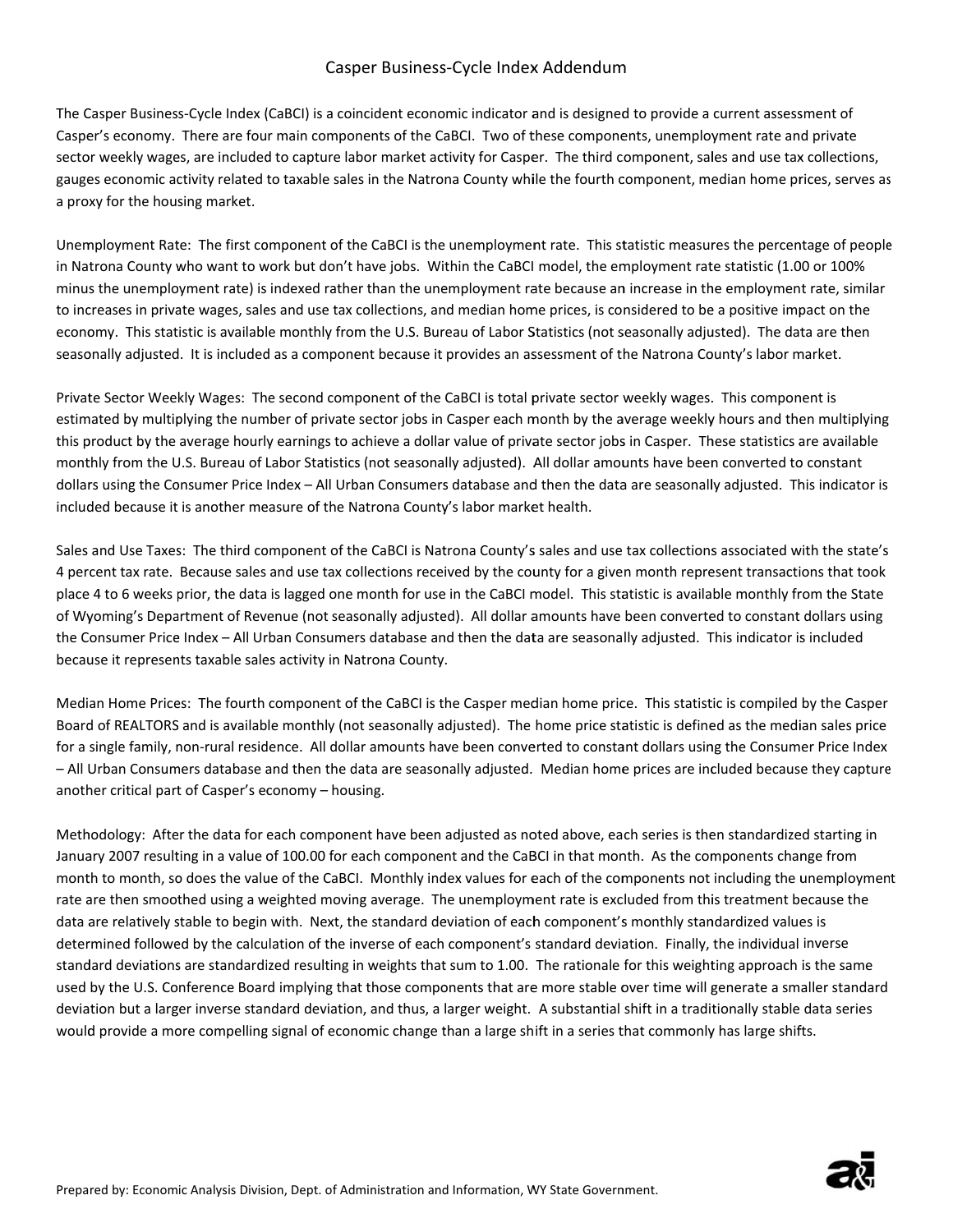# Casper Business-Cycle Index Addendum

The Casper Business-Cycle Index (CaBCI) is a coincident economic indicator and is designed to provide a current assessment of Casper's economy. There are four main components of the CaBCI. Two of these components, unemployment rate and private sector weekly wages, are included to capture labor market activity for Casper. The third component, sales and use tax collections, gauges economic activity related to taxable sales in the Natrona County while the fourth component, median home prices, serves as a proxy for the housing market.

Unemployment Rate: The first component of the CaBCI is the unemployment rate. This statistic measures the percentage of people in Natrona County who want to work but don't have jobs. Within the CaBCI model, the employment rate statistic (1.00 or 100% minus the unemployment rate) is indexed rather than the unemployment rate because an increase in the employment rate, similar to increases in private wages, sales and use tax collections, and median home prices, is considered to be a positive impact on the economy. This statistic is available monthly from the U.S. Bureau of Labor Statistics (not seasonally adjusted). The data are then seasonally adjusted. It is included as a component because it provides an assessment of the Natrona County's labor market.

Private Sector Weekly Wages: The second component of the CaBCI is total private sector weekly wages. This component is estimated by multiplying the number of private sector jobs in Casper each month by the average weekly hours and then multiplying this product by the average hourly earnings to achieve a dollar value of private sector jobs in Casper. These statistics are available monthly from the U.S. Bureau of Labor Statistics (not seasonally adjusted). All dollar amounts have been converted to constant dollars using the Consumer Price Index – All Urban Consumers database and then the data are seasonally adjusted. This indicator is included because it is another measure of the Natrona County's labor market health.

Sales and Use Taxes: The third component of the CaBCI is Natrona County's sales and use tax collections associated with the state's 4 percent tax rate. Because sales and use tax collections received by the county for a given month represent transactions that took place 4 to 6 weeks prior, the data is lagged one month for use in the CaBCI model. This statistic is available monthly from the State of Wyoming's Department of Revenue (not seasonally adjusted). All dollar amounts have been converted to constant dollars using the Consumer Price Index – All Urban Consumers database and then the data are seasonally adjusted. This indicator is included because it represents taxable sales activity in Natrona County.

Median Home Prices: The fourth component of the CaBCI is the Casper median home price. This statistic is compiled by the Casper Board of REALTORS and is available monthly (not seasonally adjusted). The home price statistic is defined as the median sales price for a single family, non-rural residence. All dollar amounts have been converted to constant dollars using the Consumer Price Index – All Urban Consumers database and then the data are seasonally adjusted. Median home prices are included because they capture another critical part of Casper's economy – housing.

Methodology: After the data for each component have been adjusted as noted above, each series is then standardized starting in January 2007 resulting in a value of 100.00 for each component and the CaBCI in that month. As the components change from month to month, so does the value of the CaBCI. Monthly index values for each of the components not including the unemployment rate are then smoothed using a weighted moving average. The unemployment rate is excluded from this treatment because the data are relatively stable to begin with. Next, the standard deviation of each component's monthly standardized values is determined followed by the calculation of the inverse of each component's standard deviation. Finally, the individual inverse standard deviations are standardized resulting in weights that sum to 1.00. The rationale for this weighting approach is the same used by the U.S. Conference Board implying that those components that are more stable over time will generate a smaller standard deviation but a larger inverse standard deviation, and thus, a larger weight. A substantial shift in a traditionally stable data series would provide a more compelling signal of economic change than a large shift in a series that commonly has large shifts.

Prepared by: Economic Analysis Division, Dept. of Administration and Information, WY State Government.